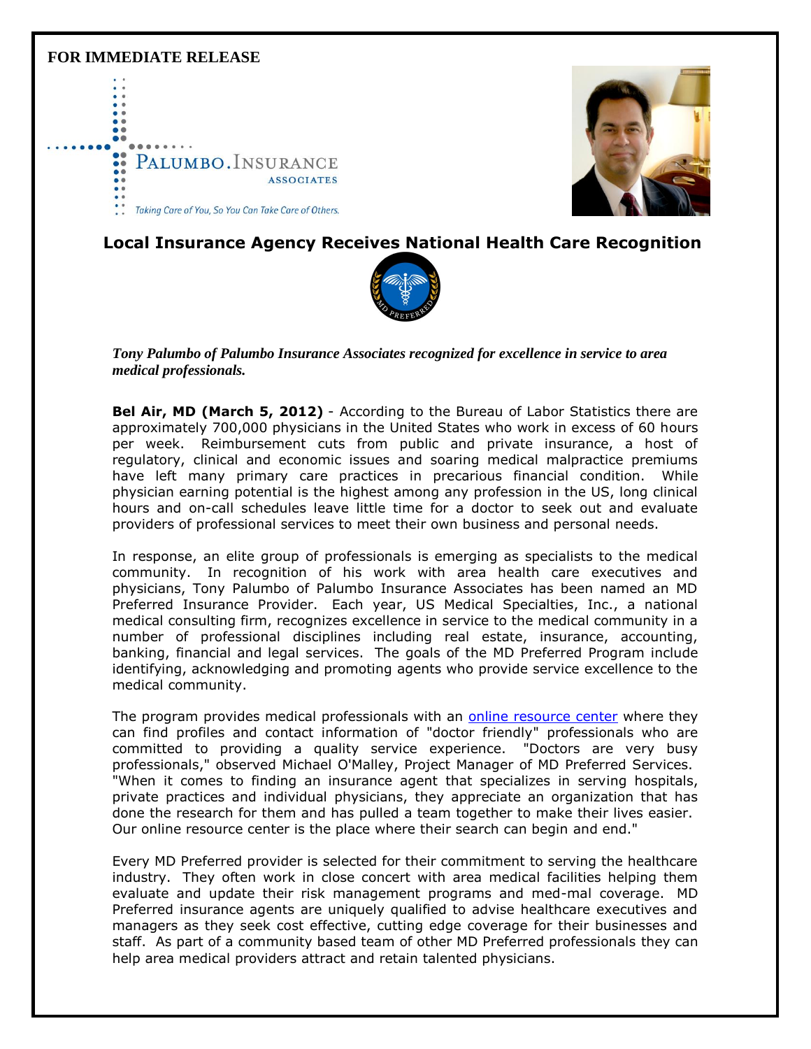**FOR IMMEDIATE RELEASE**

PALUMBO.INSURANCE ASSOCIATES

*Taking Care of You, So You Can Take Care of Others.*

## Local Insurance Agency Receives National Health Care Recognition

MD PREFERRED

***Tony Palumbo of Palumbo Insurance Associates recognized for excellence in service to area medical professionals.***

**Bel Air, MD (March 5, 2012)** - According to the Bureau of Labor Statistics there are approximately 700,000 physicians in the United States who work in excess of 60 hours per week. Reimbursement cuts from public and private insurance, a host of regulatory, clinical and economic issues and soaring medical malpractice premiums have left many primary care practices in precarious financial condition. While physician earning potential is the highest among any profession in the US, long clinical hours and on-call schedules leave little time for a doctor to seek out and evaluate providers of professional services to meet their own business and personal needs.

In response, an elite group of professionals is emerging as specialists to the medical community. In recognition of his work with area health care executives and physicians, Tony Palumbo of Palumbo Insurance Associates has been named an MD Preferred Insurance Provider. Each year, US Medical Specialties, Inc., a national medical consulting firm, recognizes excellence in service to the medical community in a number of professional disciplines including real estate, insurance, accounting, banking, financial and legal services. The goals of the MD Preferred Program include identifying, acknowledging and promoting agents who provide service excellence to the medical community.

The program provides medical professionals with an online resource center where they can find profiles and contact information of "doctor friendly" professionals who are committed to providing a quality service experience. "Doctors are very busy professionals," observed Michael O'Malley, Project Manager of MD Preferred Services. "When it comes to finding an insurance agent that specializes in serving hospitals, private practices and individual physicians, they appreciate an organization that has done the research for them and has pulled a team together to make their lives easier. Our online resource center is the place where their search can begin and end."

Every MD Preferred provider is selected for their commitment to serving the healthcare industry. They often work in close concert with area medical facilities helping them evaluate and update their risk management programs and med-mal coverage. MD Preferred insurance agents are uniquely qualified to advise healthcare executives and managers as they seek cost effective, cutting edge coverage for their businesses and staff. As part of a community based team of other MD Preferred professionals they can help area medical providers attract and retain talented physicians.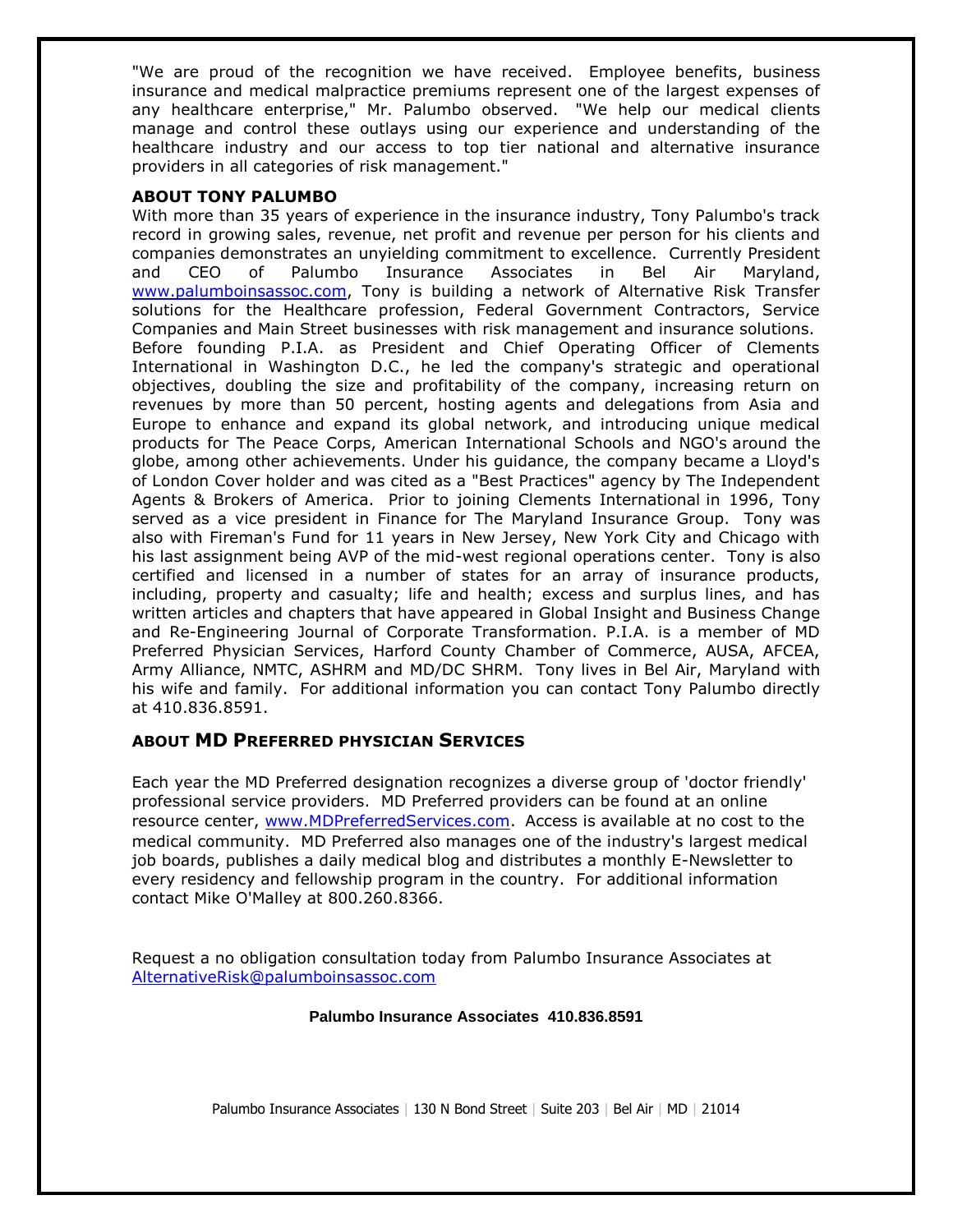"We are proud of the recognition we have received. Employee benefits, business insurance and medical malpractice premiums represent one of the largest expenses of any healthcare enterprise," Mr. Palumbo observed. "We help our medical clients manage and control these outlays using our experience and understanding of the healthcare industry and our access to top tier national and alternative insurance providers in all categories of risk management."

**ABOUT TONY PALUMBO**

With more than 35 years of experience in the insurance industry, Tony Palumbo's track record in growing sales, revenue, net profit and revenue per person for his clients and companies demonstrates an unyielding commitment to excellence. Currently President and CEO of Palumbo Insurance Associates in Bel Air Maryland, www.palumboinsassoc.com, Tony is building a network of Alternative Risk Transfer solutions for the Healthcare profession, Federal Government Contractors, Service Companies and Main Street businesses with risk management and insurance solutions. Before founding P.I.A. as President and Chief Operating Officer of Clements International in Washington D.C., he led the company's strategic and operational objectives, doubling the size and profitability of the company, increasing return on revenues by more than 50 percent, hosting agents and delegations from Asia and Europe to enhance and expand its global network, and introducing unique medical products for The Peace Corps, American International Schools and NGO's around the globe, among other achievements. Under his guidance, the company became a Lloyd's of London Cover holder and was cited as a "Best Practices" agency by The Independent Agents & Brokers of America. Prior to joining Clements International in 1996, Tony served as a vice president in Finance for The Maryland Insurance Group. Tony was also with Fireman's Fund for 11 years in New Jersey, New York City and Chicago with his last assignment being AVP of the mid-west regional operations center. Tony is also certified and licensed in a number of states for an array of insurance products, including, property and casualty; life and health; excess and surplus lines, and has written articles and chapters that have appeared in Global Insight and Business Change and Re-Engineering Journal of Corporate Transformation. P.I.A. is a member of MD Preferred Physician Services, Harford County Chamber of Commerce, AUSA, AFCEA, Army Alliance, NMTC, ASHRM and MD/DC SHRM. Tony lives in Bel Air, Maryland with his wife and family. For additional information you can contact Tony Palumbo directly at 410.836.8591.

**ABOUT MD PREFERRED PHYSICIAN SERVICES**

Each year the MD Preferred designation recognizes a diverse group of 'doctor friendly' professional service providers. MD Preferred providers can be found at an online resource center, www.MDPreferredServices.com. Access is available at no cost to the medical community. MD Preferred also manages one of the industry's largest medical job boards, publishes a daily medical blog and distributes a monthly E-Newsletter to every residency and fellowship program in the country. For additional information contact Mike O'Malley at 800.260.8366.

Request a no obligation consultation today from Palumbo Insurance Associates at AlternativeRisk@palumboinsassoc.com

**Palumbo Insurance Associates 410.836.8591**

Palumbo Insurance Associates | 130 N Bond Street | Suite 203 | Bel Air | MD | 21014